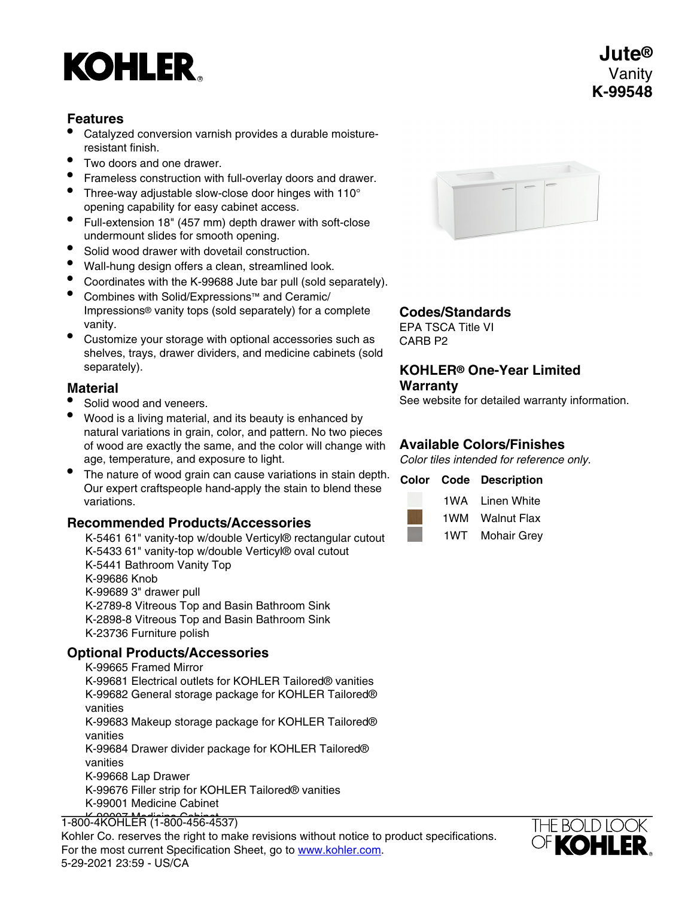# Jute®

Vanity

**K-99548**

## Features

- Catalyzed conversion varnish provides a durable moisture-resistant finish.
- Two doors and one drawer.
- Frameless construction with full-overlay doors and drawer.
- Three-way adjustable slow-close door hinges with 110° opening capability for easy cabinet access.
- Full-extension 18" (457 mm) depth drawer with soft-close undermount slides for smooth opening.
- Solid wood drawer with dovetail construction.
- Wall-hung design offers a clean, streamlined look.
- Coordinates with the K-99688 Jute bar pull (sold separately).
- Combines with Solid/Expressions™ and Ceramic/ Impressions® vanity tops (sold separately) for a complete vanity.
- Customize your storage with optional accessories such as shelves, trays, drawer dividers, and medicine cabinets (sold separately).

## Material

- Solid wood and veneers.
- Wood is a living material, and its beauty is enhanced by natural variations in grain, color, and pattern. No two pieces of wood are exactly the same, and the color will change with age, temperature, and exposure to light.
- The nature of wood grain can cause variations in stain depth. Our expert craftspeople hand-apply the stain to blend these variations.

## Recommended Products/Accessories

K-5461 61" vanity-top w/double Verticyl® rectangular cutout
K-5433 61" vanity-top w/double Verticyl® oval cutout
K-5441 Bathroom Vanity Top
K-99686 Knob
K-99689 3" drawer pull
K-2789-8 Vitreous Top and Basin Bathroom Sink
K-2898-8 Vitreous Top and Basin Bathroom Sink
K-23736 Furniture polish

## Optional Products/Accessories

K-99665 Framed Mirror
K-99681 Electrical outlets for KOHLER Tailored® vanities
K-99682 General storage package for KOHLER Tailored® vanities
K-99683 Makeup storage package for KOHLER Tailored® vanities
K-99684 Drawer divider package for KOHLER Tailored® vanities
K-99668 Lap Drawer
K-99676 Filler strip for KOHLER Tailored® vanities
K-99001 Medicine Cabinet
K-99007 Medicine Cabinet

## Codes/Standards

EPA TSCA Title VI
CARB P2

## KOHLER® One-Year Limited Warranty

See website for detailed warranty information.

## Available Colors/Finishes

*Color tiles intended for reference only.*

| Color | Code | Description |
|---|---|---|
| | 1WA | Linen White |
| | 1WM | Walnut Flax |
| | 1WT | Mohair Grey |

1-800-4KOHLER (1-800-456-4537)
Kohler Co. reserves the right to make revisions without notice to product specifications.
For the most current Specification Sheet, go to www.kohler.com.
5-29-2021 23:59 - US/CA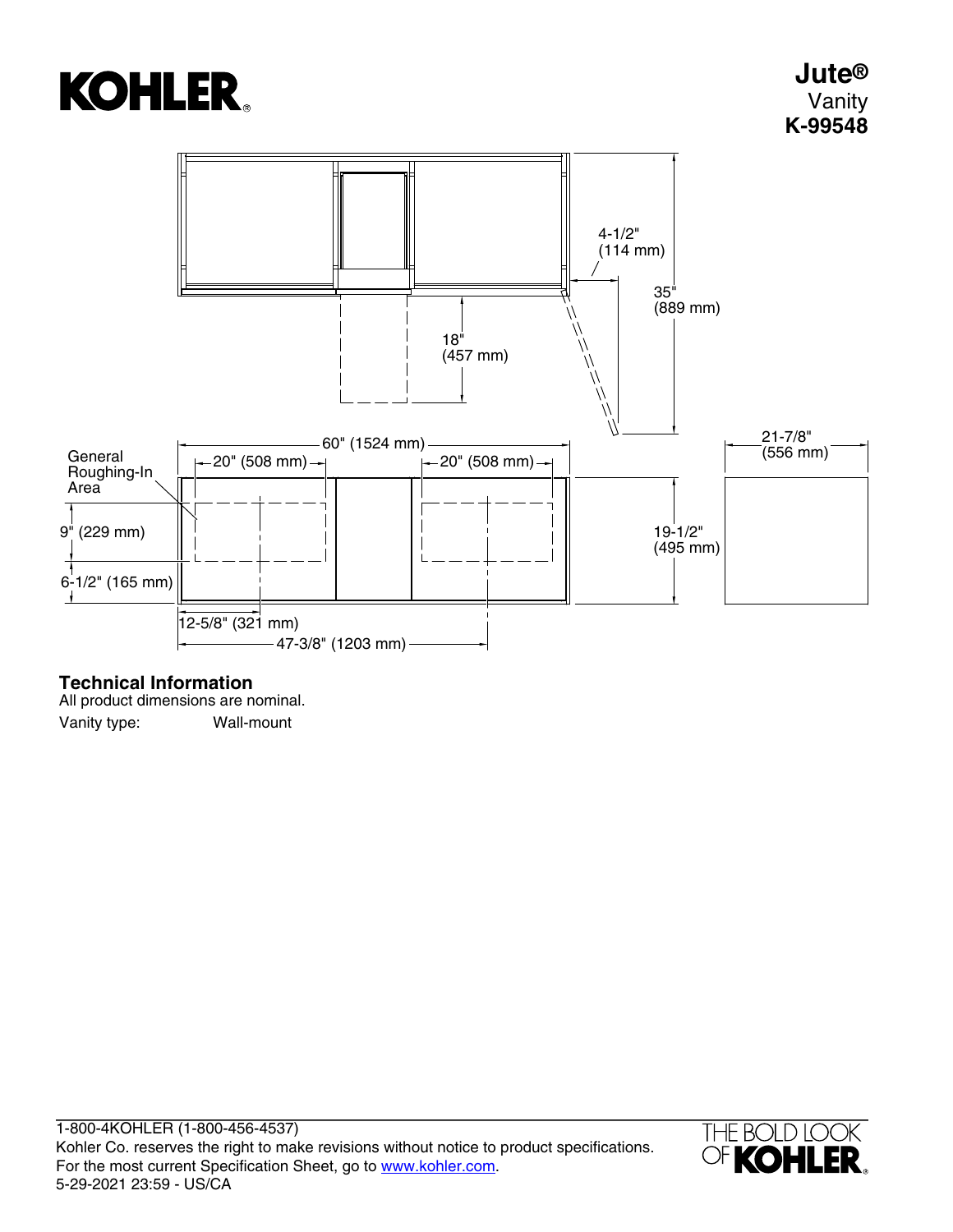**KOHLER**

**Jute®**
Vanity
**K-99548**

4-1/2"
(114 mm)

35"
(889 mm)

18"
(457 mm)

60" (1524 mm)

20" (508 mm)

20" (508 mm)

21-7/8"
(556 mm)

General
Roughing-In
Area

9" (229 mm)

6-1/2" (165 mm)

19-1/2"
(495 mm)

12-5/8" (321 mm)

47-3/8" (1203 mm)

## Technical Information

All product dimensions are nominal.

| | |
|---|---|
| Vanity type: | Wall-mount |

1-800-4KOHLER (1-800-456-4537)
Kohler Co. reserves the right to make revisions without notice to product specifications.
For the most current Specification Sheet, go to www.kohler.com.
5-29-2021 23:59 - US/CA

THE BOLD LOOK OF KOHLER.